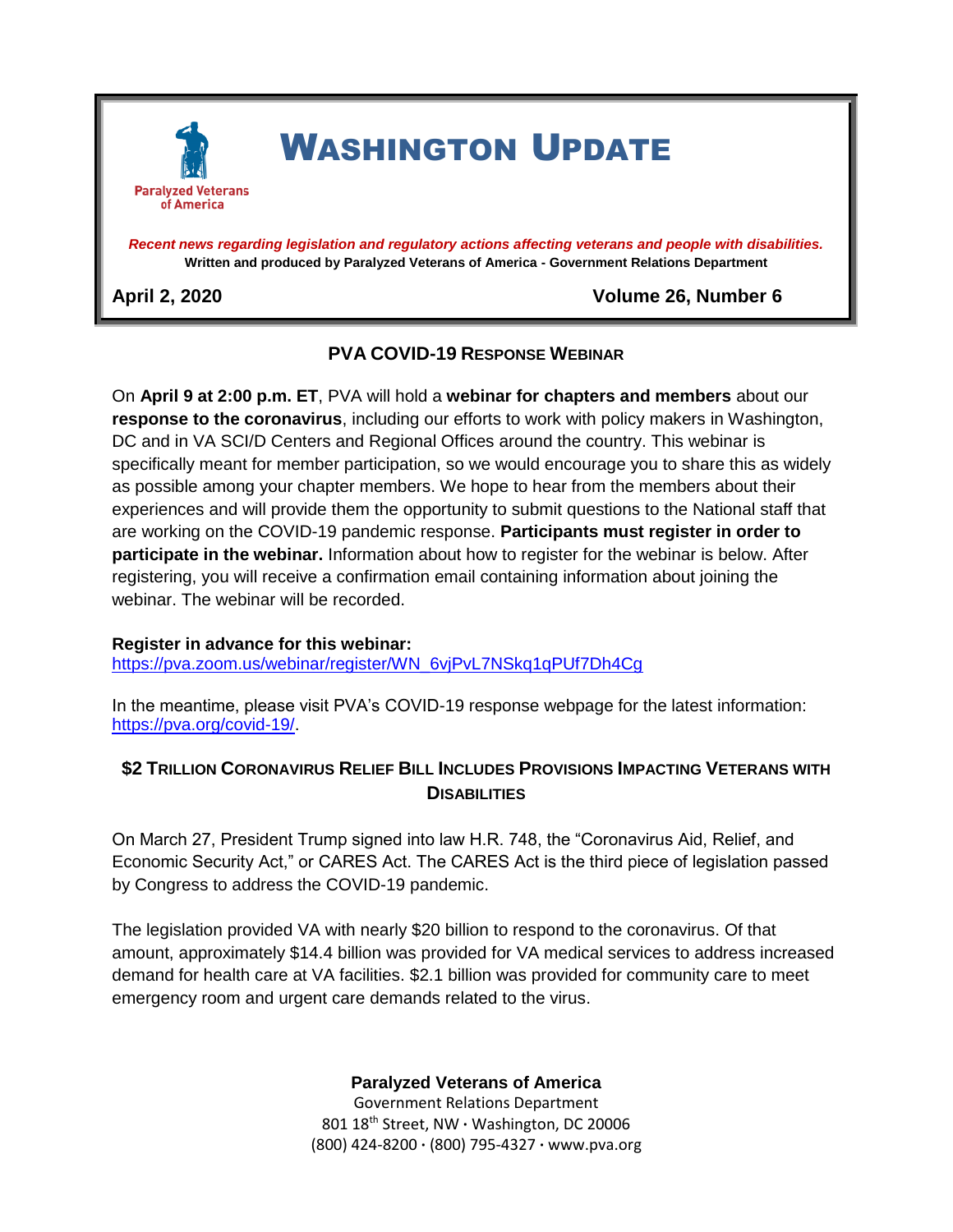Paralyzed Veterans of America

# WASHINGTON UPDATE

*Recent news regarding legislation and regulatory actions affecting veterans and people with disabilities.*

**Written and produced by Paralyzed Veterans of America - Government Relations Department**

**April 2, 2020** **Volume 26, Number 6**

## PVA COVID-19 RESPONSE WEBINAR

On **April 9 at 2:00 p.m. ET**, PVA will hold a **webinar for chapters and members** about our **response to the coronavirus**, including our efforts to work with policy makers in Washington, DC and in VA SCI/D Centers and Regional Offices around the country. This webinar is specifically meant for member participation, so we would encourage you to share this as widely as possible among your chapter members. We hope to hear from the members about their experiences and will provide them the opportunity to submit questions to the National staff that are working on the COVID-19 pandemic response. **Participants must register in order to participate in the webinar.** Information about how to register for the webinar is below. After registering, you will receive a confirmation email containing information about joining the webinar. The webinar will be recorded.

**Register in advance for this webinar:**
https://pva.zoom.us/webinar/register/WN_6vjPvL7NSkq1qPUf7Dh4Cg

In the meantime, please visit PVA's COVID-19 response webpage for the latest information: https://pva.org/covid-19/.

## $2 TRILLION CORONAVIRUS RELIEF BILL INCLUDES PROVISIONS IMPACTING VETERANS WITH DISABILITIES

On March 27, President Trump signed into law H.R. 748, the "Coronavirus Aid, Relief, and Economic Security Act," or CARES Act. The CARES Act is the third piece of legislation passed by Congress to address the COVID-19 pandemic.

The legislation provided VA with nearly $20 billion to respond to the coronavirus. Of that amount, approximately $14.4 billion was provided for VA medical services to address increased demand for health care at VA facilities. $2.1 billion was provided for community care to meet emergency room and urgent care demands related to the virus.

**Paralyzed Veterans of America**
Government Relations Department
801 18th Street, NW · Washington, DC 20006
(800) 424-8200 · (800) 795-4327 · www.pva.org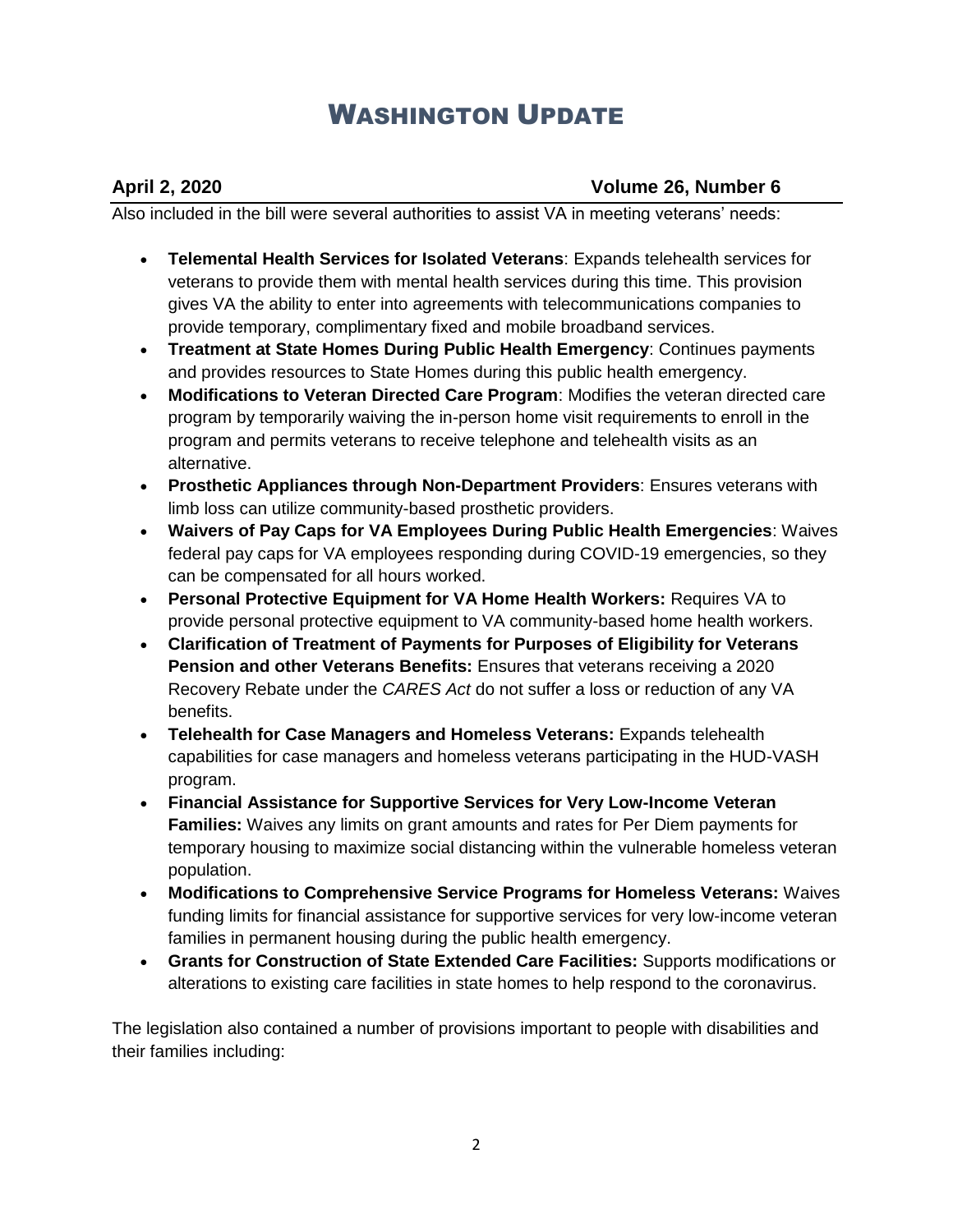Also included in the bill were several authorities to assist VA in meeting veterans' needs:

- **Telemental Health Services for Isolated Veterans**: Expands telehealth services for veterans to provide them with mental health services during this time. This provision gives VA the ability to enter into agreements with telecommunications companies to provide temporary, complimentary fixed and mobile broadband services.
- **Treatment at State Homes During Public Health Emergency**: Continues payments and provides resources to State Homes during this public health emergency.
- **Modifications to Veteran Directed Care Program**: Modifies the veteran directed care program by temporarily waiving the in-person home visit requirements to enroll in the program and permits veterans to receive telephone and telehealth visits as an alternative.
- **Prosthetic Appliances through Non-Department Providers**: Ensures veterans with limb loss can utilize community-based prosthetic providers.
- **Waivers of Pay Caps for VA Employees During Public Health Emergencies**: Waives federal pay caps for VA employees responding during COVID-19 emergencies, so they can be compensated for all hours worked.
- **Personal Protective Equipment for VA Home Health Workers:** Requires VA to provide personal protective equipment to VA community-based home health workers.
- **Clarification of Treatment of Payments for Purposes of Eligibility for Veterans Pension and other Veterans Benefits:** Ensures that veterans receiving a 2020 Recovery Rebate under the *CARES Act* do not suffer a loss or reduction of any VA benefits.
- **Telehealth for Case Managers and Homeless Veterans:** Expands telehealth capabilities for case managers and homeless veterans participating in the HUD-VASH program.
- **Financial Assistance for Supportive Services for Very Low-Income Veteran Families:** Waives any limits on grant amounts and rates for Per Diem payments for temporary housing to maximize social distancing within the vulnerable homeless veteran population.
- **Modifications to Comprehensive Service Programs for Homeless Veterans:** Waives funding limits for financial assistance for supportive services for very low-income veteran families in permanent housing during the public health emergency.
- **Grants for Construction of State Extended Care Facilities:** Supports modifications or alterations to existing care facilities in state homes to help respond to the coronavirus.

The legislation also contained a number of provisions important to people with disabilities and their families including: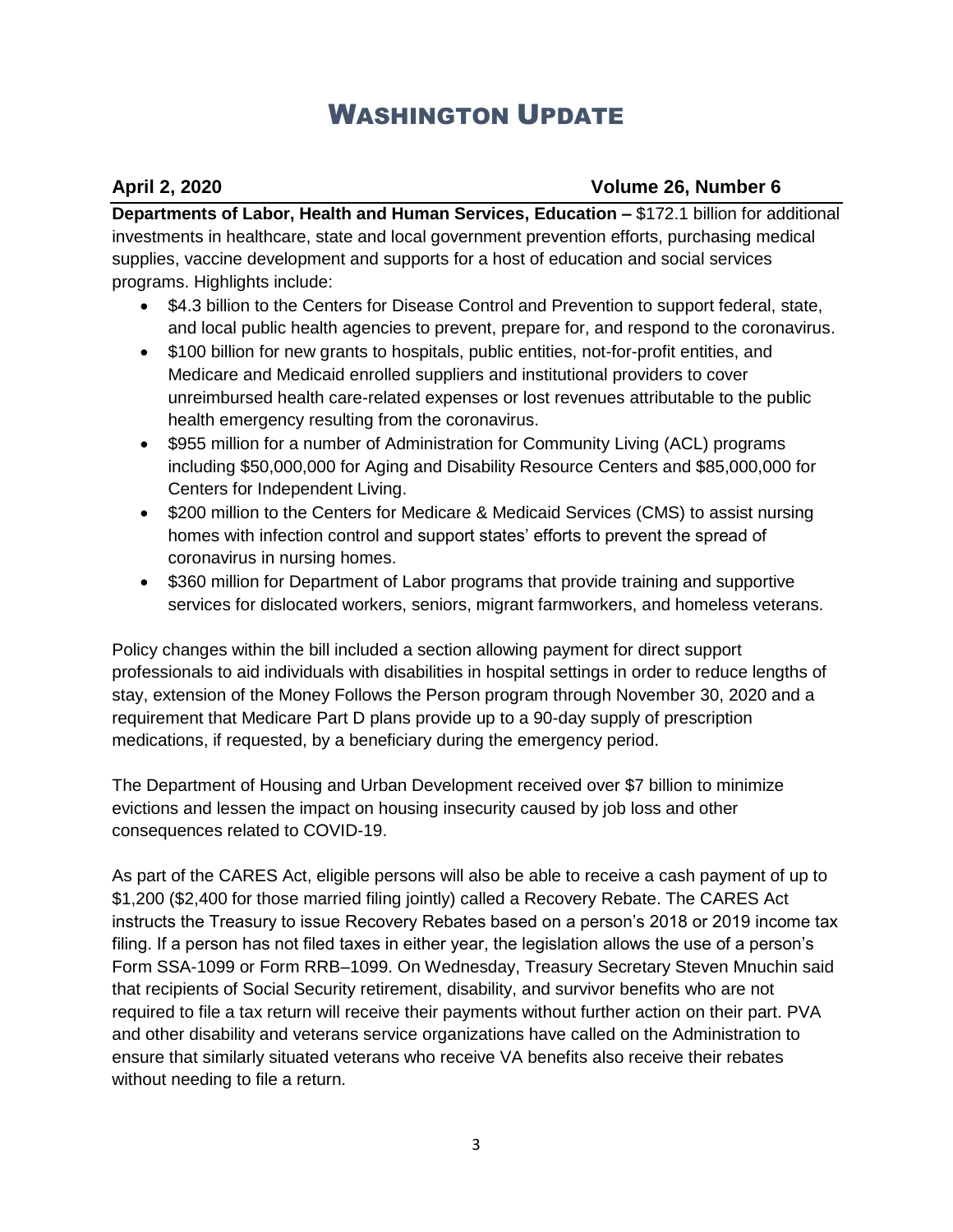**Departments of Labor, Health and Human Services, Education –** $172.1 billion for additional investments in healthcare, state and local government prevention efforts, purchasing medical supplies, vaccine development and supports for a host of education and social services programs. Highlights include:

- $4.3 billion to the Centers for Disease Control and Prevention to support federal, state, and local public health agencies to prevent, prepare for, and respond to the coronavirus.
- $100 billion for new grants to hospitals, public entities, not-for-profit entities, and Medicare and Medicaid enrolled suppliers and institutional providers to cover unreimbursed health care-related expenses or lost revenues attributable to the public health emergency resulting from the coronavirus.
- $955 million for a number of Administration for Community Living (ACL) programs including $50,000,000 for Aging and Disability Resource Centers and $85,000,000 for Centers for Independent Living.
- $200 million to the Centers for Medicare & Medicaid Services (CMS) to assist nursing homes with infection control and support states' efforts to prevent the spread of coronavirus in nursing homes.
- $360 million for Department of Labor programs that provide training and supportive services for dislocated workers, seniors, migrant farmworkers, and homeless veterans.

Policy changes within the bill included a section allowing payment for direct support professionals to aid individuals with disabilities in hospital settings in order to reduce lengths of stay, extension of the Money Follows the Person program through November 30, 2020 and a requirement that Medicare Part D plans provide up to a 90-day supply of prescription medications, if requested, by a beneficiary during the emergency period.

The Department of Housing and Urban Development received over $7 billion to minimize evictions and lessen the impact on housing insecurity caused by job loss and other consequences related to COVID-19.

As part of the CARES Act, eligible persons will also be able to receive a cash payment of up to $1,200 ($2,400 for those married filing jointly) called a Recovery Rebate. The CARES Act instructs the Treasury to issue Recovery Rebates based on a person's 2018 or 2019 income tax filing. If a person has not filed taxes in either year, the legislation allows the use of a person's Form SSA-1099 or Form RRB–1099. On Wednesday, Treasury Secretary Steven Mnuchin said that recipients of Social Security retirement, disability, and survivor benefits who are not required to file a tax return will receive their payments without further action on their part. PVA and other disability and veterans service organizations have called on the Administration to ensure that similarly situated veterans who receive VA benefits also receive their rebates without needing to file a return.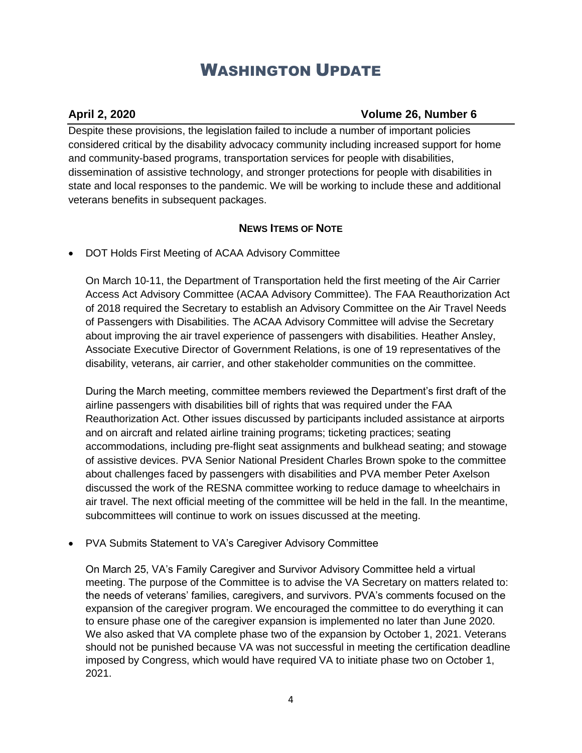Despite these provisions, the legislation failed to include a number of important policies considered critical by the disability advocacy community including increased support for home and community-based programs, transportation services for people with disabilities, dissemination of assistive technology, and stronger protections for people with disabilities in state and local responses to the pandemic. We will be working to include these and additional veterans benefits in subsequent packages.

## **NEWS ITEMS OF NOTE**

- DOT Holds First Meeting of ACAA Advisory Committee

  On March 10-11, the Department of Transportation held the first meeting of the Air Carrier Access Act Advisory Committee (ACAA Advisory Committee). The FAA Reauthorization Act of 2018 required the Secretary to establish an Advisory Committee on the Air Travel Needs of Passengers with Disabilities. The ACAA Advisory Committee will advise the Secretary about improving the air travel experience of passengers with disabilities. Heather Ansley, Associate Executive Director of Government Relations, is one of 19 representatives of the disability, veterans, air carrier, and other stakeholder communities on the committee.

  During the March meeting, committee members reviewed the Department's first draft of the airline passengers with disabilities bill of rights that was required under the FAA Reauthorization Act. Other issues discussed by participants included assistance at airports and on aircraft and related airline training programs; ticketing practices; seating accommodations, including pre-flight seat assignments and bulkhead seating; and stowage of assistive devices. PVA Senior National President Charles Brown spoke to the committee about challenges faced by passengers with disabilities and PVA member Peter Axelson discussed the work of the RESNA committee working to reduce damage to wheelchairs in air travel. The next official meeting of the committee will be held in the fall. In the meantime, subcommittees will continue to work on issues discussed at the meeting.

- PVA Submits Statement to VA's Caregiver Advisory Committee

  On March 25, VA's Family Caregiver and Survivor Advisory Committee held a virtual meeting. The purpose of the Committee is to advise the VA Secretary on matters related to: the needs of veterans' families, caregivers, and survivors. PVA's comments focused on the expansion of the caregiver program. We encouraged the committee to do everything it can to ensure phase one of the caregiver expansion is implemented no later than June 2020. We also asked that VA complete phase two of the expansion by October 1, 2021. Veterans should not be punished because VA was not successful in meeting the certification deadline imposed by Congress, which would have required VA to initiate phase two on October 1, 2021.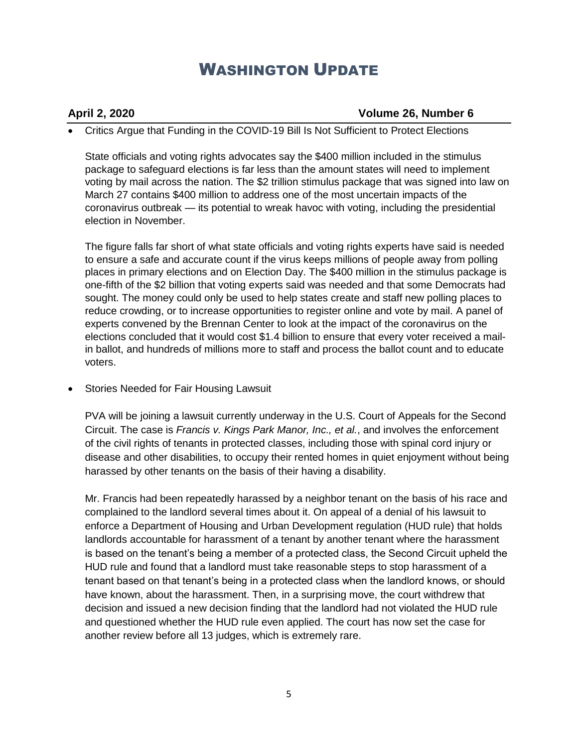# WASHINGTON UPDATE

**April 2, 2020** **Volume 26, Number 6**

- Critics Argue that Funding in the COVID-19 Bill Is Not Sufficient to Protect Elections

  State officials and voting rights advocates say the $400 million included in the stimulus package to safeguard elections is far less than the amount states will need to implement voting by mail across the nation. The $2 trillion stimulus package that was signed into law on March 27 contains $400 million to address one of the most uncertain impacts of the coronavirus outbreak — its potential to wreak havoc with voting, including the presidential election in November.

  The figure falls far short of what state officials and voting rights experts have said is needed to ensure a safe and accurate count if the virus keeps millions of people away from polling places in primary elections and on Election Day. The $400 million in the stimulus package is one-fifth of the $2 billion that voting experts said was needed and that some Democrats had sought. The money could only be used to help states create and staff new polling places to reduce crowding, or to increase opportunities to register online and vote by mail. A panel of experts convened by the Brennan Center to look at the impact of the coronavirus on the elections concluded that it would cost $1.4 billion to ensure that every voter received a mail-in ballot, and hundreds of millions more to staff and process the ballot count and to educate voters.

- Stories Needed for Fair Housing Lawsuit

  PVA will be joining a lawsuit currently underway in the U.S. Court of Appeals for the Second Circuit. The case is *Francis v. Kings Park Manor, Inc., et al.*, and involves the enforcement of the civil rights of tenants in protected classes, including those with spinal cord injury or disease and other disabilities, to occupy their rented homes in quiet enjoyment without being harassed by other tenants on the basis of their having a disability.

  Mr. Francis had been repeatedly harassed by a neighbor tenant on the basis of his race and complained to the landlord several times about it. On appeal of a denial of his lawsuit to enforce a Department of Housing and Urban Development regulation (HUD rule) that holds landlords accountable for harassment of a tenant by another tenant where the harassment is based on the tenant's being a member of a protected class, the Second Circuit upheld the HUD rule and found that a landlord must take reasonable steps to stop harassment of a tenant based on that tenant's being in a protected class when the landlord knows, or should have known, about the harassment. Then, in a surprising move, the court withdrew that decision and issued a new decision finding that the landlord had not violated the HUD rule and questioned whether the HUD rule even applied. The court has now set the case for another review before all 13 judges, which is extremely rare.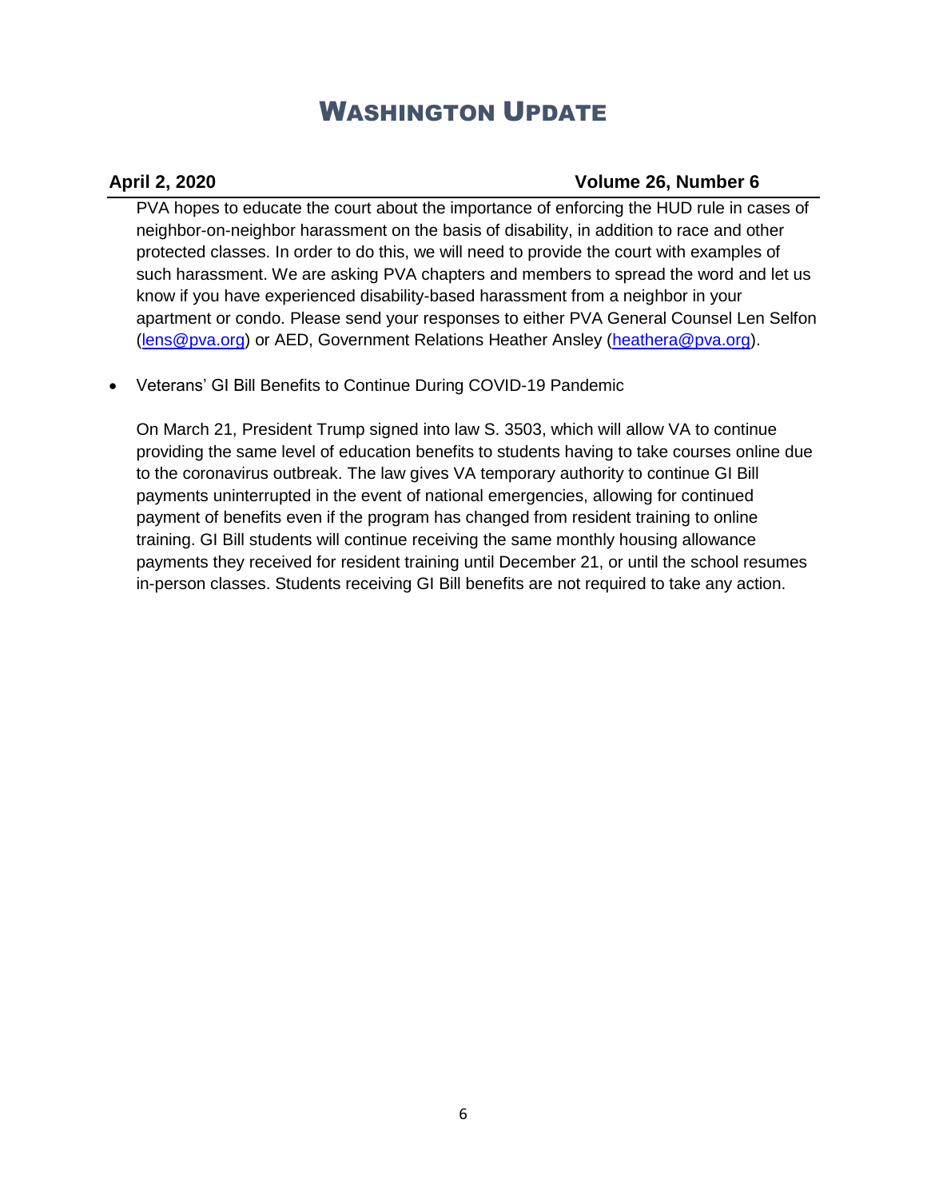PVA hopes to educate the court about the importance of enforcing the HUD rule in cases of neighbor-on-neighbor harassment on the basis of disability, in addition to race and other protected classes. In order to do this, we will need to provide the court with examples of such harassment. We are asking PVA chapters and members to spread the word and let us know if you have experienced disability-based harassment from a neighbor in your apartment or condo. Please send your responses to either PVA General Counsel Len Selfon (lens@pva.org) or AED, Government Relations Heather Ansley (heathera@pva.org).

- Veterans' GI Bill Benefits to Continue During COVID-19 Pandemic

  On March 21, President Trump signed into law S. 3503, which will allow VA to continue providing the same level of education benefits to students having to take courses online due to the coronavirus outbreak. The law gives VA temporary authority to continue GI Bill payments uninterrupted in the event of national emergencies, allowing for continued payment of benefits even if the program has changed from resident training to online training. GI Bill students will continue receiving the same monthly housing allowance payments they received for resident training until December 21, or until the school resumes in-person classes. Students receiving GI Bill benefits are not required to take any action.